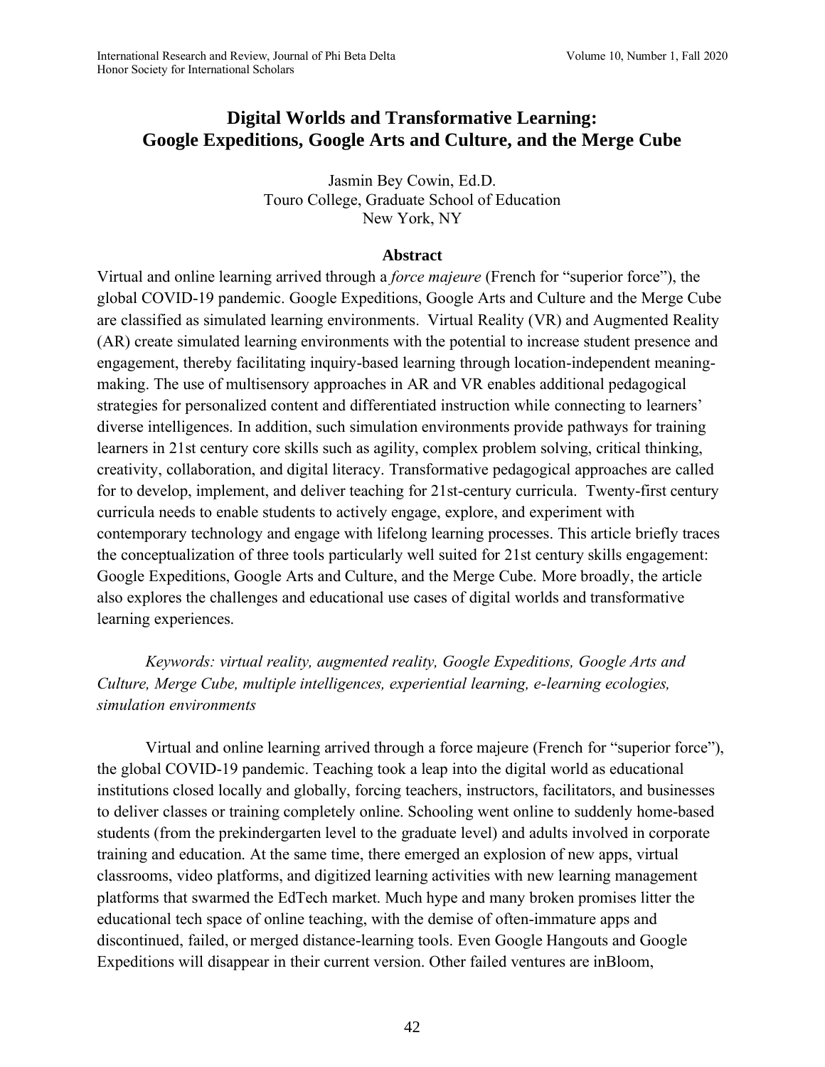# Digital Worlds and Transformative Learning: Google Expeditions, Google Arts and Culture, and the Merge Cube

Jasmin Bey Cowin, Ed.D.
Touro College, Graduate School of Education
New York, NY

## Abstract

Virtual and online learning arrived through a *force majeure* (French for "superior force"), the global COVID-19 pandemic. Google Expeditions, Google Arts and Culture and the Merge Cube are classified as simulated learning environments. Virtual Reality (VR) and Augmented Reality (AR) create simulated learning environments with the potential to increase student presence and engagement, thereby facilitating inquiry-based learning through location-independent meaning-making. The use of multisensory approaches in AR and VR enables additional pedagogical strategies for personalized content and differentiated instruction while connecting to learners' diverse intelligences. In addition, such simulation environments provide pathways for training learners in 21st century core skills such as agility, complex problem solving, critical thinking, creativity, collaboration, and digital literacy. Transformative pedagogical approaches are called for to develop, implement, and deliver teaching for 21st-century curricula. Twenty-first century curricula needs to enable students to actively engage, explore, and experiment with contemporary technology and engage with lifelong learning processes. This article briefly traces the conceptualization of three tools particularly well suited for 21st century skills engagement: Google Expeditions, Google Arts and Culture, and the Merge Cube. More broadly, the article also explores the challenges and educational use cases of digital worlds and transformative learning experiences.

*Keywords: virtual reality, augmented reality, Google Expeditions, Google Arts and Culture, Merge Cube, multiple intelligences, experiential learning, e-learning ecologies, simulation environments*

Virtual and online learning arrived through a force majeure (French for "superior force"), the global COVID-19 pandemic. Teaching took a leap into the digital world as educational institutions closed locally and globally, forcing teachers, instructors, facilitators, and businesses to deliver classes or training completely online. Schooling went online to suddenly home-based students (from the prekindergarten level to the graduate level) and adults involved in corporate training and education. At the same time, there emerged an explosion of new apps, virtual classrooms, video platforms, and digitized learning activities with new learning management platforms that swarmed the EdTech market. Much hype and many broken promises litter the educational tech space of online teaching, with the demise of often-immature apps and discontinued, failed, or merged distance-learning tools. Even Google Hangouts and Google Expeditions will disappear in their current version. Other failed ventures are inBloom,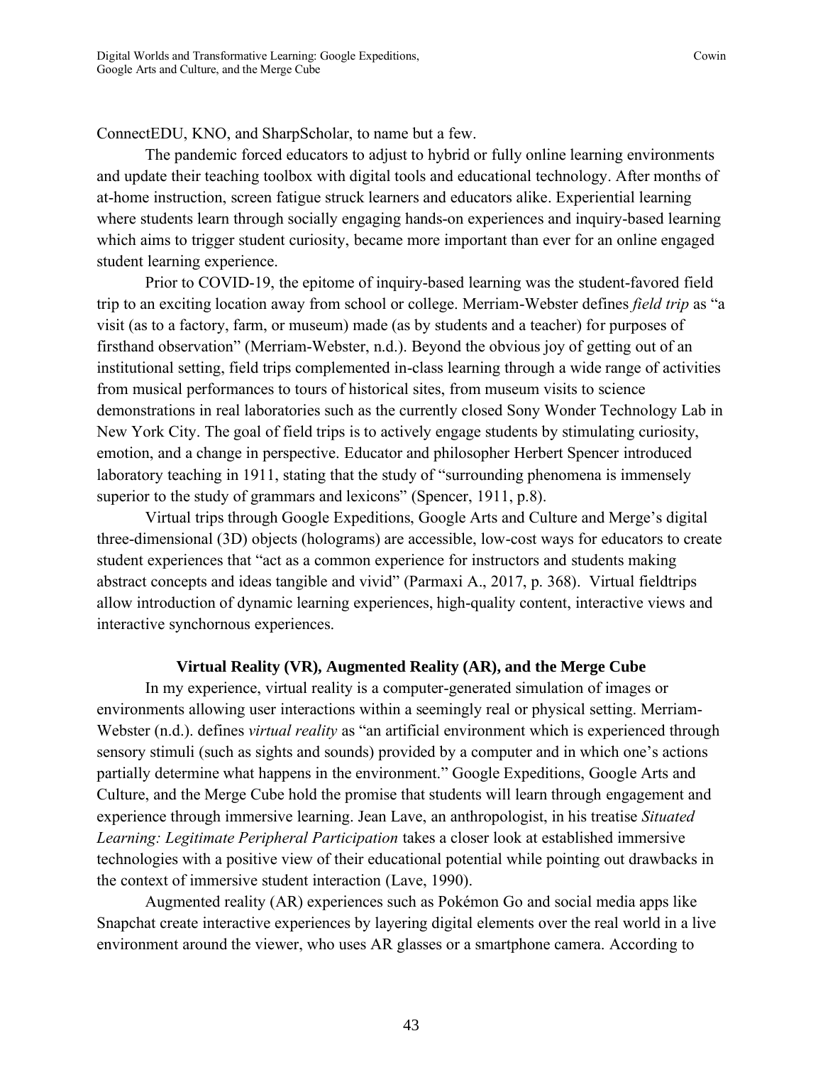ConnectEDU, KNO, and SharpScholar, to name but a few.

The pandemic forced educators to adjust to hybrid or fully online learning environments and update their teaching toolbox with digital tools and educational technology. After months of at-home instruction, screen fatigue struck learners and educators alike. Experiential learning where students learn through socially engaging hands-on experiences and inquiry-based learning which aims to trigger student curiosity, became more important than ever for an online engaged student learning experience.

Prior to COVID-19, the epitome of inquiry-based learning was the student-favored field trip to an exciting location away from school or college. Merriam-Webster defines *field trip* as "a visit (as to a factory, farm, or museum) made (as by students and a teacher) for purposes of firsthand observation" (Merriam-Webster, n.d.). Beyond the obvious joy of getting out of an institutional setting, field trips complemented in-class learning through a wide range of activities from musical performances to tours of historical sites, from museum visits to science demonstrations in real laboratories such as the currently closed Sony Wonder Technology Lab in New York City. The goal of field trips is to actively engage students by stimulating curiosity, emotion, and a change in perspective. Educator and philosopher Herbert Spencer introduced laboratory teaching in 1911, stating that the study of "surrounding phenomena is immensely superior to the study of grammars and lexicons" (Spencer, 1911, p.8).

Virtual trips through Google Expeditions, Google Arts and Culture and Merge's digital three-dimensional (3D) objects (holograms) are accessible, low-cost ways for educators to create student experiences that "act as a common experience for instructors and students making abstract concepts and ideas tangible and vivid" (Parmaxi A., 2017, p. 368). Virtual fieldtrips allow introduction of dynamic learning experiences, high-quality content, interactive views and interactive synchronous experiences.

## Virtual Reality (VR), Augmented Reality (AR), and the Merge Cube

In my experience, virtual reality is a computer-generated simulation of images or environments allowing user interactions within a seemingly real or physical setting. Merriam-Webster (n.d.). defines *virtual reality* as "an artificial environment which is experienced through sensory stimuli (such as sights and sounds) provided by a computer and in which one's actions partially determine what happens in the environment." Google Expeditions, Google Arts and Culture, and the Merge Cube hold the promise that students will learn through engagement and experience through immersive learning. Jean Lave, an anthropologist, in his treatise *Situated Learning: Legitimate Peripheral Participation* takes a closer look at established immersive technologies with a positive view of their educational potential while pointing out drawbacks in the context of immersive student interaction (Lave, 1990).

Augmented reality (AR) experiences such as Pokémon Go and social media apps like Snapchat create interactive experiences by layering digital elements over the real world in a live environment around the viewer, who uses AR glasses or a smartphone camera. According to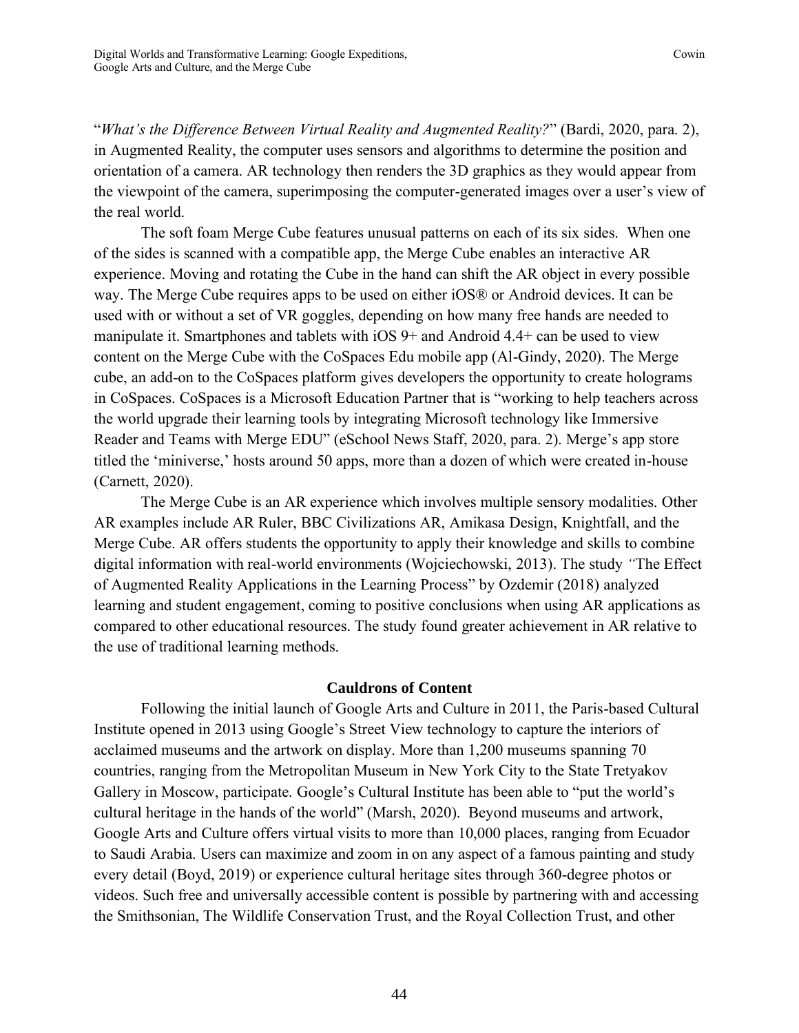"*What's the Difference Between Virtual Reality and Augmented Reality?*" (Bardi, 2020, para. 2), in Augmented Reality, the computer uses sensors and algorithms to determine the position and orientation of a camera. AR technology then renders the 3D graphics as they would appear from the viewpoint of the camera, superimposing the computer-generated images over a user's view of the real world.

The soft foam Merge Cube features unusual patterns on each of its six sides. When one of the sides is scanned with a compatible app, the Merge Cube enables an interactive AR experience. Moving and rotating the Cube in the hand can shift the AR object in every possible way. The Merge Cube requires apps to be used on either iOS® or Android devices. It can be used with or without a set of VR goggles, depending on how many free hands are needed to manipulate it. Smartphones and tablets with iOS 9+ and Android 4.4+ can be used to view content on the Merge Cube with the CoSpaces Edu mobile app (Al-Gindy, 2020). The Merge cube, an add-on to the CoSpaces platform gives developers the opportunity to create holograms in CoSpaces. CoSpaces is a Microsoft Education Partner that is "working to help teachers across the world upgrade their learning tools by integrating Microsoft technology like Immersive Reader and Teams with Merge EDU" (eSchool News Staff, 2020, para. 2). Merge's app store titled the 'miniverse,' hosts around 50 apps, more than a dozen of which were created in-house (Carnett, 2020).

The Merge Cube is an AR experience which involves multiple sensory modalities. Other AR examples include AR Ruler, BBC Civilizations AR, Amikasa Design, Knightfall, and the Merge Cube. AR offers students the opportunity to apply their knowledge and skills to combine digital information with real-world environments (Wojciechowski, 2013). The study *"*The Effect of Augmented Reality Applications in the Learning Process" by Ozdemir (2018) analyzed learning and student engagement, coming to positive conclusions when using AR applications as compared to other educational resources. The study found greater achievement in AR relative to the use of traditional learning methods.

## Cauldrons of Content

Following the initial launch of Google Arts and Culture in 2011, the Paris-based Cultural Institute opened in 2013 using Google's Street View technology to capture the interiors of acclaimed museums and the artwork on display. More than 1,200 museums spanning 70 countries, ranging from the Metropolitan Museum in New York City to the State Tretyakov Gallery in Moscow, participate. Google's Cultural Institute has been able to "put the world's cultural heritage in the hands of the world" (Marsh, 2020). Beyond museums and artwork, Google Arts and Culture offers virtual visits to more than 10,000 places, ranging from Ecuador to Saudi Arabia. Users can maximize and zoom in on any aspect of a famous painting and study every detail (Boyd, 2019) or experience cultural heritage sites through 360-degree photos or videos. Such free and universally accessible content is possible by partnering with and accessing the Smithsonian, The Wildlife Conservation Trust, and the Royal Collection Trust, and other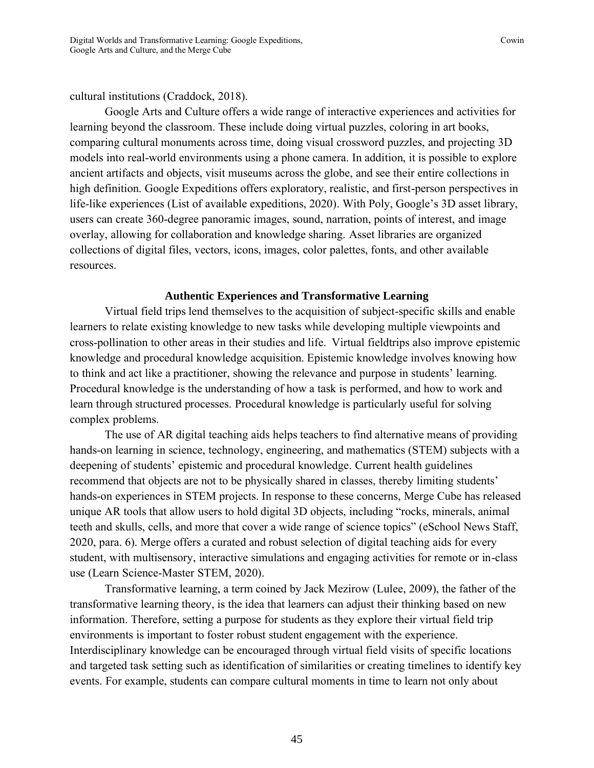cultural institutions (Craddock, 2018).

Google Arts and Culture offers a wide range of interactive experiences and activities for learning beyond the classroom. These include doing virtual puzzles, coloring in art books, comparing cultural monuments across time, doing visual crossword puzzles, and projecting 3D models into real-world environments using a phone camera. In addition, it is possible to explore ancient artifacts and objects, visit museums across the globe, and see their entire collections in high definition. Google Expeditions offers exploratory, realistic, and first-person perspectives in life-like experiences (List of available expeditions, 2020). With Poly, Google's 3D asset library, users can create 360-degree panoramic images, sound, narration, points of interest, and image overlay, allowing for collaboration and knowledge sharing. Asset libraries are organized collections of digital files, vectors, icons, images, color palettes, fonts, and other available resources.

## Authentic Experiences and Transformative Learning

Virtual field trips lend themselves to the acquisition of subject-specific skills and enable learners to relate existing knowledge to new tasks while developing multiple viewpoints and cross-pollination to other areas in their studies and life. Virtual fieldtrips also improve epistemic knowledge and procedural knowledge acquisition. Epistemic knowledge involves knowing how to think and act like a practitioner, showing the relevance and purpose in students' learning. Procedural knowledge is the understanding of how a task is performed, and how to work and learn through structured processes. Procedural knowledge is particularly useful for solving complex problems.

The use of AR digital teaching aids helps teachers to find alternative means of providing hands-on learning in science, technology, engineering, and mathematics (STEM) subjects with a deepening of students' epistemic and procedural knowledge. Current health guidelines recommend that objects are not to be physically shared in classes, thereby limiting students' hands-on experiences in STEM projects. In response to these concerns, Merge Cube has released unique AR tools that allow users to hold digital 3D objects, including "rocks, minerals, animal teeth and skulls, cells, and more that cover a wide range of science topics" (eSchool News Staff, 2020, para. 6). Merge offers a curated and robust selection of digital teaching aids for every student, with multisensory, interactive simulations and engaging activities for remote or in-class use (Learn Science-Master STEM, 2020).

Transformative learning, a term coined by Jack Mezirow (Lulee, 2009), the father of the transformative learning theory, is the idea that learners can adjust their thinking based on new information. Therefore, setting a purpose for students as they explore their virtual field trip environments is important to foster robust student engagement with the experience. Interdisciplinary knowledge can be encouraged through virtual field visits of specific locations and targeted task setting such as identification of similarities or creating timelines to identify key events. For example, students can compare cultural moments in time to learn not only about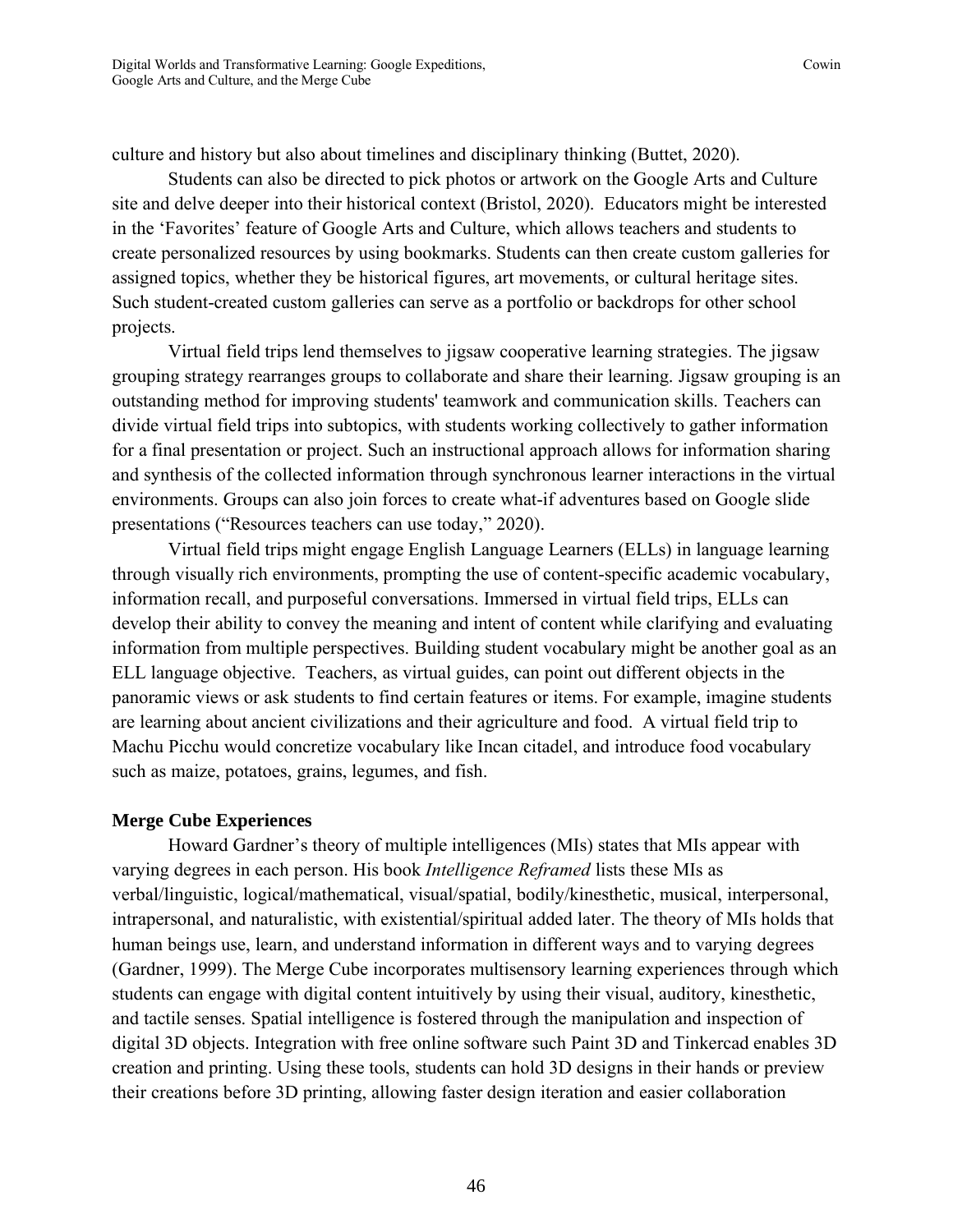culture and history but also about timelines and disciplinary thinking (Buttet, 2020).

Students can also be directed to pick photos or artwork on the Google Arts and Culture site and delve deeper into their historical context (Bristol, 2020). Educators might be interested in the 'Favorites' feature of Google Arts and Culture, which allows teachers and students to create personalized resources by using bookmarks. Students can then create custom galleries for assigned topics, whether they be historical figures, art movements, or cultural heritage sites. Such student-created custom galleries can serve as a portfolio or backdrops for other school projects.

Virtual field trips lend themselves to jigsaw cooperative learning strategies. The jigsaw grouping strategy rearranges groups to collaborate and share their learning. Jigsaw grouping is an outstanding method for improving students' teamwork and communication skills. Teachers can divide virtual field trips into subtopics, with students working collectively to gather information for a final presentation or project. Such an instructional approach allows for information sharing and synthesis of the collected information through synchronous learner interactions in the virtual environments. Groups can also join forces to create what-if adventures based on Google slide presentations ("Resources teachers can use today," 2020).

Virtual field trips might engage English Language Learners (ELLs) in language learning through visually rich environments, prompting the use of content-specific academic vocabulary, information recall, and purposeful conversations. Immersed in virtual field trips, ELLs can develop their ability to convey the meaning and intent of content while clarifying and evaluating information from multiple perspectives. Building student vocabulary might be another goal as an ELL language objective. Teachers, as virtual guides, can point out different objects in the panoramic views or ask students to find certain features or items. For example, imagine students are learning about ancient civilizations and their agriculture and food. A virtual field trip to Machu Picchu would concretize vocabulary like Incan citadel, and introduce food vocabulary such as maize, potatoes, grains, legumes, and fish.

**Merge Cube Experiences**

Howard Gardner's theory of multiple intelligences (MIs) states that MIs appear with varying degrees in each person. His book *Intelligence Reframed* lists these MIs as verbal/linguistic, logical/mathematical, visual/spatial, bodily/kinesthetic, musical, interpersonal, intrapersonal, and naturalistic, with existential/spiritual added later. The theory of MIs holds that human beings use, learn, and understand information in different ways and to varying degrees (Gardner, 1999). The Merge Cube incorporates multisensory learning experiences through which students can engage with digital content intuitively by using their visual, auditory, kinesthetic, and tactile senses. Spatial intelligence is fostered through the manipulation and inspection of digital 3D objects. Integration with free online software such Paint 3D and Tinkercad enables 3D creation and printing. Using these tools, students can hold 3D designs in their hands or preview their creations before 3D printing, allowing faster design iteration and easier collaboration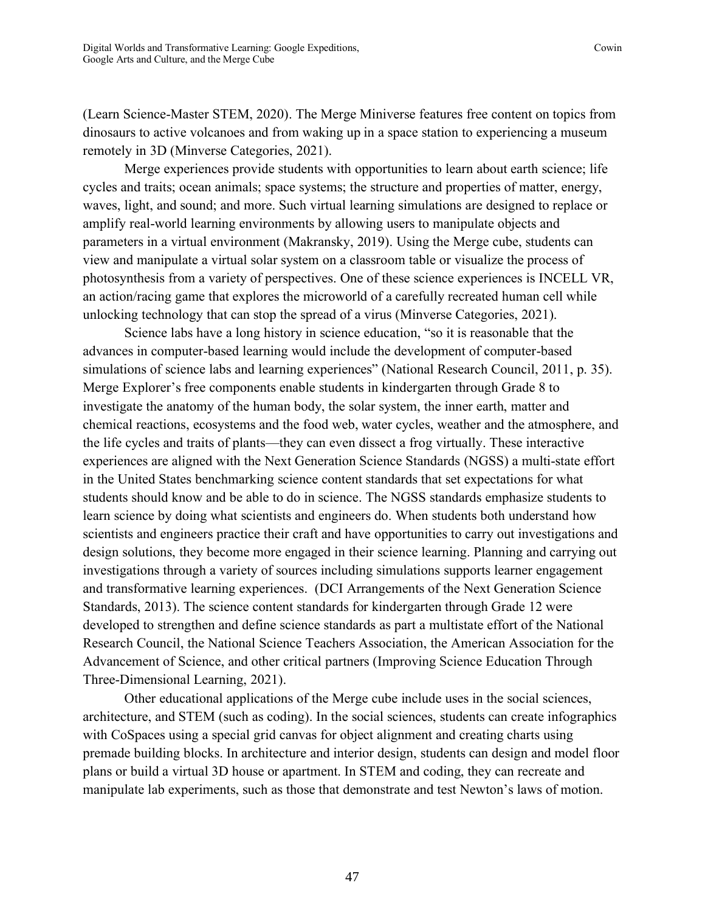(Learn Science-Master STEM, 2020). The Merge Miniverse features free content on topics from dinosaurs to active volcanoes and from waking up in a space station to experiencing a museum remotely in 3D (Minverse Categories, 2021).

Merge experiences provide students with opportunities to learn about earth science; life cycles and traits; ocean animals; space systems; the structure and properties of matter, energy, waves, light, and sound; and more. Such virtual learning simulations are designed to replace or amplify real-world learning environments by allowing users to manipulate objects and parameters in a virtual environment (Makransky, 2019). Using the Merge cube, students can view and manipulate a virtual solar system on a classroom table or visualize the process of photosynthesis from a variety of perspectives. One of these science experiences is INCELL VR, an action/racing game that explores the microworld of a carefully recreated human cell while unlocking technology that can stop the spread of a virus (Minverse Categories, 2021).

Science labs have a long history in science education, "so it is reasonable that the advances in computer-based learning would include the development of computer-based simulations of science labs and learning experiences" (National Research Council, 2011, p. 35). Merge Explorer's free components enable students in kindergarten through Grade 8 to investigate the anatomy of the human body, the solar system, the inner earth, matter and chemical reactions, ecosystems and the food web, water cycles, weather and the atmosphere, and the life cycles and traits of plants—they can even dissect a frog virtually. These interactive experiences are aligned with the Next Generation Science Standards (NGSS) a multi-state effort in the United States benchmarking science content standards that set expectations for what students should know and be able to do in science. The NGSS standards emphasize students to learn science by doing what scientists and engineers do. When students both understand how scientists and engineers practice their craft and have opportunities to carry out investigations and design solutions, they become more engaged in their science learning. Planning and carrying out investigations through a variety of sources including simulations supports learner engagement and transformative learning experiences. (DCI Arrangements of the Next Generation Science Standards, 2013). The science content standards for kindergarten through Grade 12 were developed to strengthen and define science standards as part a multistate effort of the National Research Council, the National Science Teachers Association, the American Association for the Advancement of Science, and other critical partners (Improving Science Education Through Three-Dimensional Learning, 2021).

Other educational applications of the Merge cube include uses in the social sciences, architecture, and STEM (such as coding). In the social sciences, students can create infographics with CoSpaces using a special grid canvas for object alignment and creating charts using premade building blocks. In architecture and interior design, students can design and model floor plans or build a virtual 3D house or apartment. In STEM and coding, they can recreate and manipulate lab experiments, such as those that demonstrate and test Newton's laws of motion.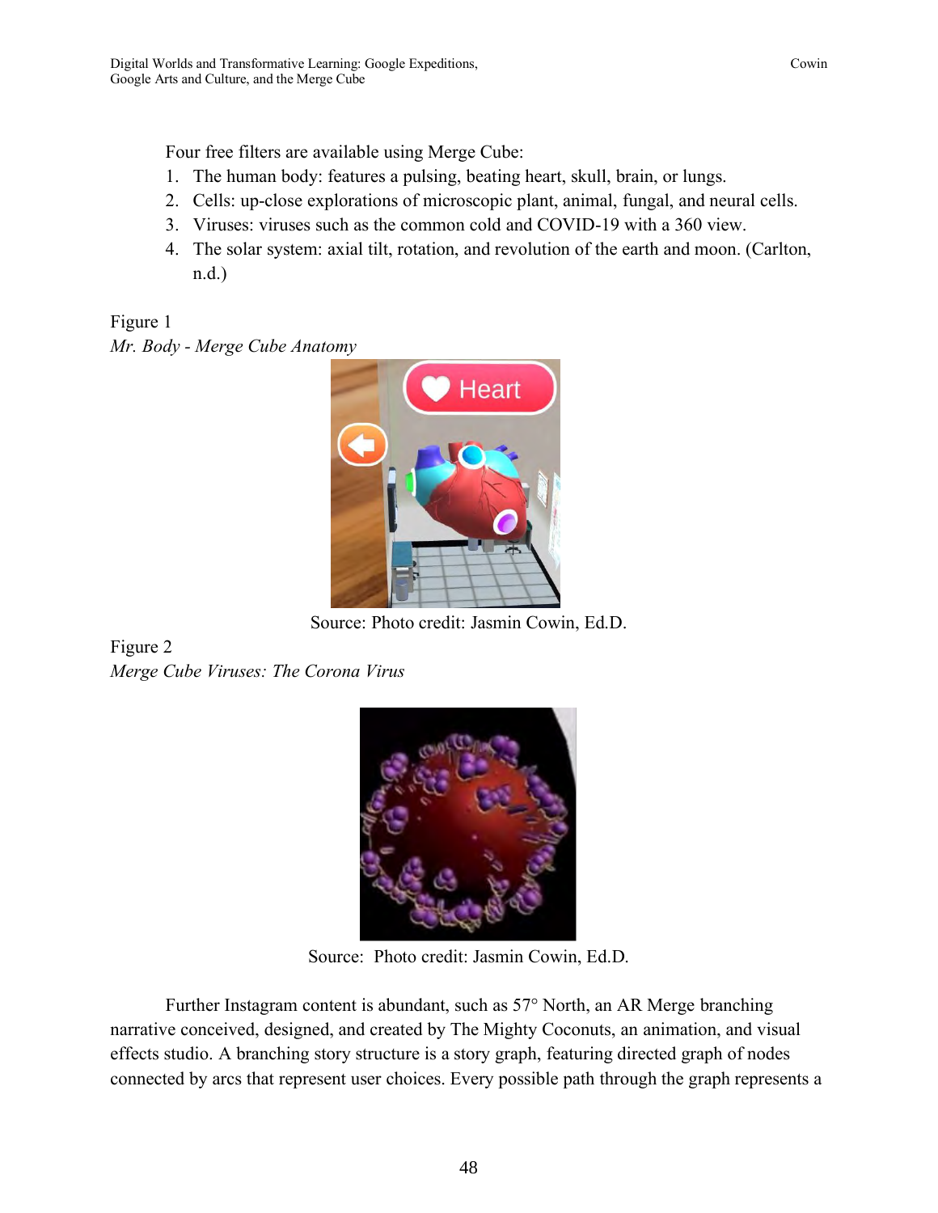Four free filters are available using Merge Cube:

1. The human body: features a pulsing, beating heart, skull, brain, or lungs.
2. Cells: up-close explorations of microscopic plant, animal, fungal, and neural cells.
3. Viruses: viruses such as the common cold and COVID-19 with a 360 view.
4. The solar system: axial tilt, rotation, and revolution of the earth and moon. (Carlton, n.d.)

Figure 1

*Mr. Body - Merge Cube Anatomy*

Source: Photo credit: Jasmin Cowin, Ed.D.

Figure 2

*Merge Cube Viruses: The Corona Virus*

Source: Photo credit: Jasmin Cowin, Ed.D.

Further Instagram content is abundant, such as 57° North, an AR Merge branching narrative conceived, designed, and created by The Mighty Coconuts, an animation, and visual effects studio. A branching story structure is a story graph, featuring directed graph of nodes connected by arcs that represent user choices. Every possible path through the graph represents a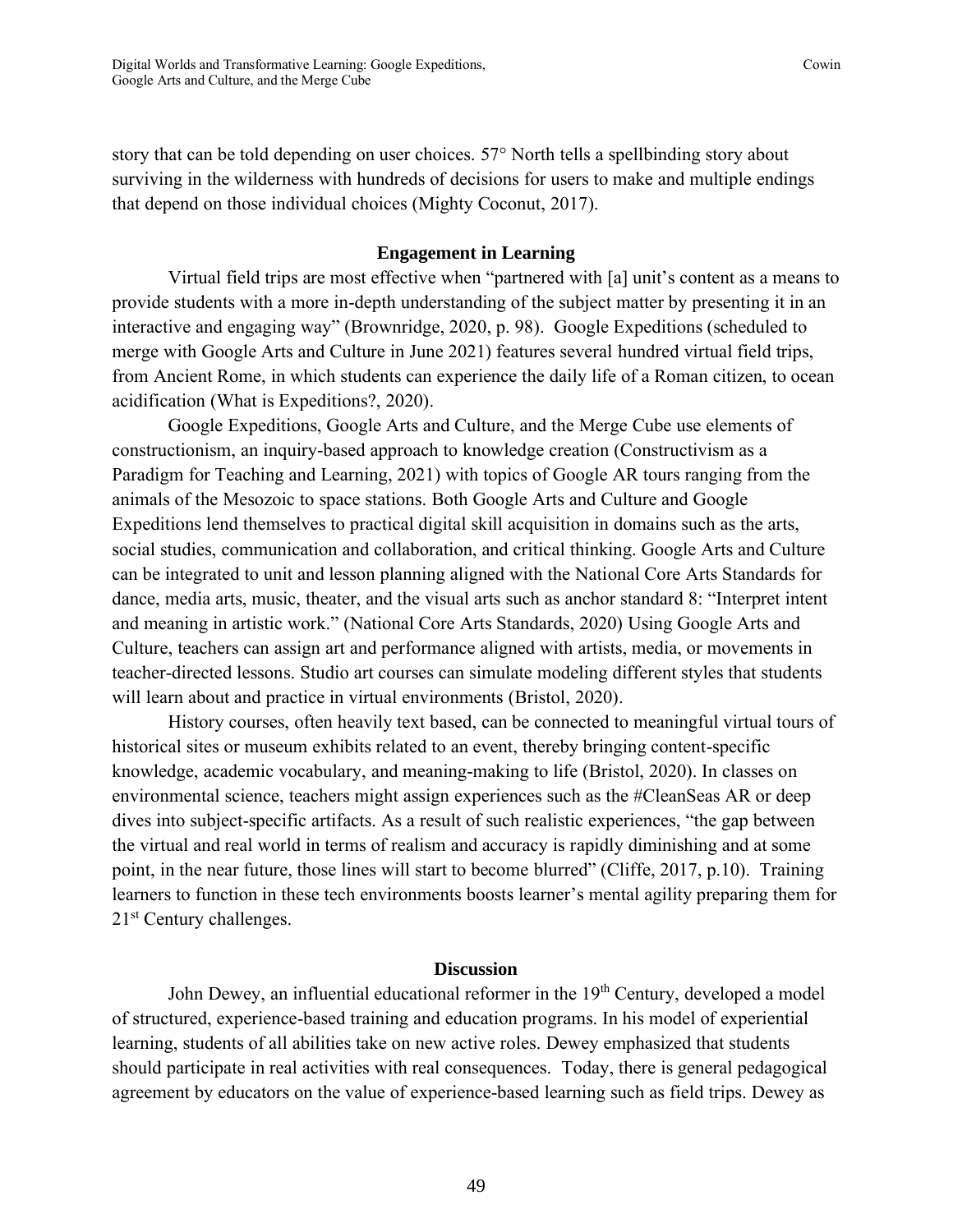story that can be told depending on user choices. 57° North tells a spellbinding story about surviving in the wilderness with hundreds of decisions for users to make and multiple endings that depend on those individual choices (Mighty Coconut, 2017).

## Engagement in Learning

Virtual field trips are most effective when "partnered with [a] unit's content as a means to provide students with a more in-depth understanding of the subject matter by presenting it in an interactive and engaging way" (Brownridge, 2020, p. 98). Google Expeditions (scheduled to merge with Google Arts and Culture in June 2021) features several hundred virtual field trips, from Ancient Rome, in which students can experience the daily life of a Roman citizen, to ocean acidification (What is Expeditions?, 2020).

Google Expeditions, Google Arts and Culture, and the Merge Cube use elements of constructionism, an inquiry-based approach to knowledge creation (Constructivism as a Paradigm for Teaching and Learning, 2021) with topics of Google AR tours ranging from the animals of the Mesozoic to space stations. Both Google Arts and Culture and Google Expeditions lend themselves to practical digital skill acquisition in domains such as the arts, social studies, communication and collaboration, and critical thinking. Google Arts and Culture can be integrated to unit and lesson planning aligned with the National Core Arts Standards for dance, media arts, music, theater, and the visual arts such as anchor standard 8: "Interpret intent and meaning in artistic work." (National Core Arts Standards, 2020) Using Google Arts and Culture, teachers can assign art and performance aligned with artists, media, or movements in teacher-directed lessons. Studio art courses can simulate modeling different styles that students will learn about and practice in virtual environments (Bristol, 2020).

History courses, often heavily text based, can be connected to meaningful virtual tours of historical sites or museum exhibits related to an event, thereby bringing content-specific knowledge, academic vocabulary, and meaning-making to life (Bristol, 2020). In classes on environmental science, teachers might assign experiences such as the #CleanSeas AR or deep dives into subject-specific artifacts. As a result of such realistic experiences, "the gap between the virtual and real world in terms of realism and accuracy is rapidly diminishing and at some point, in the near future, those lines will start to become blurred" (Cliffe, 2017, p.10). Training learners to function in these tech environments boosts learner's mental agility preparing them for 21st Century challenges.

## Discussion

John Dewey, an influential educational reformer in the 19th Century, developed a model of structured, experience-based training and education programs. In his model of experiential learning, students of all abilities take on new active roles. Dewey emphasized that students should participate in real activities with real consequences. Today, there is general pedagogical agreement by educators on the value of experience-based learning such as field trips. Dewey as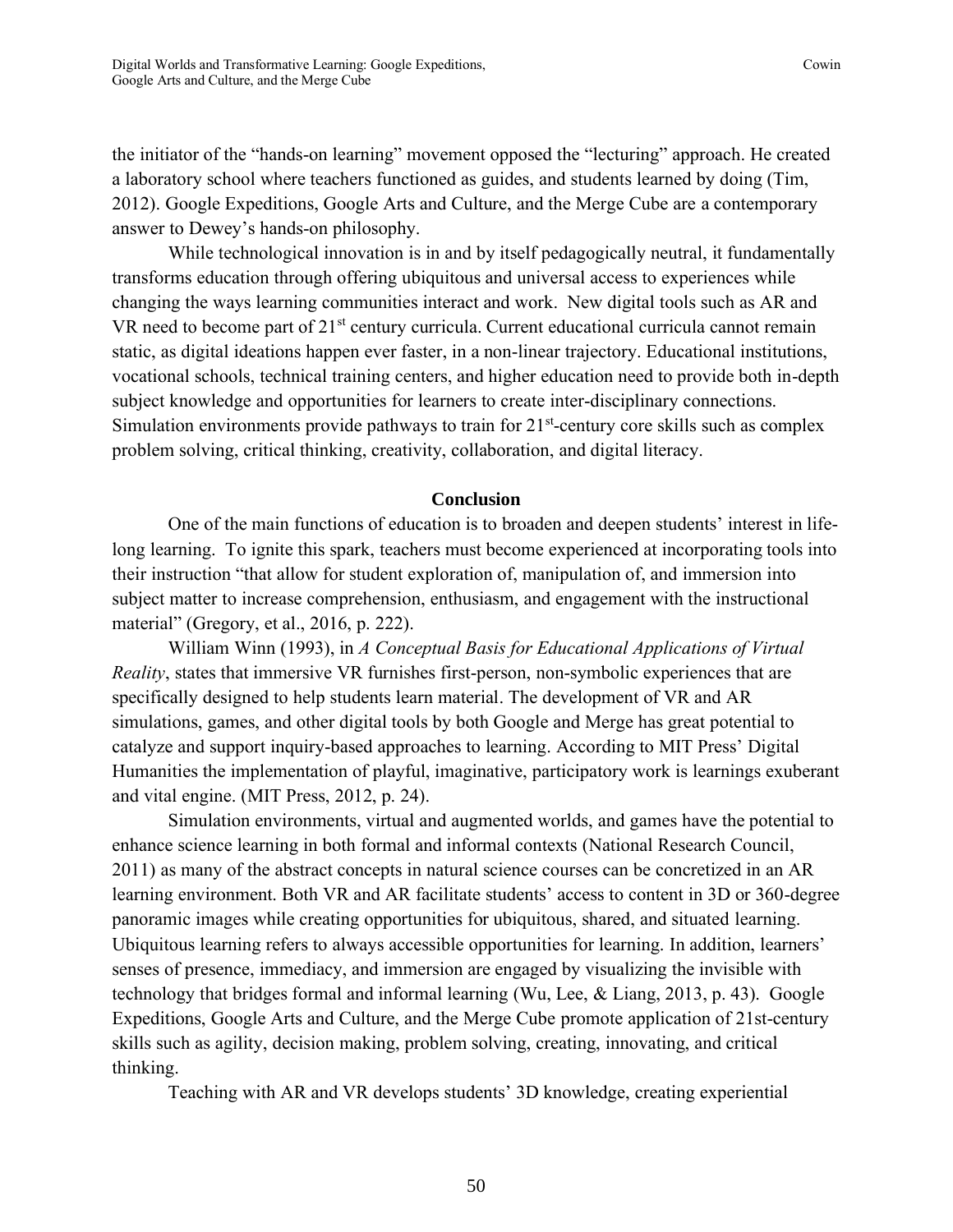the initiator of the "hands-on learning" movement opposed the "lecturing" approach. He created a laboratory school where teachers functioned as guides, and students learned by doing (Tim, 2012). Google Expeditions, Google Arts and Culture, and the Merge Cube are a contemporary answer to Dewey's hands-on philosophy.

While technological innovation is in and by itself pedagogically neutral, it fundamentally transforms education through offering ubiquitous and universal access to experiences while changing the ways learning communities interact and work. New digital tools such as AR and VR need to become part of 21st century curricula. Current educational curricula cannot remain static, as digital ideations happen ever faster, in a non-linear trajectory. Educational institutions, vocational schools, technical training centers, and higher education need to provide both in-depth subject knowledge and opportunities for learners to create inter-disciplinary connections. Simulation environments provide pathways to train for 21st-century core skills such as complex problem solving, critical thinking, creativity, collaboration, and digital literacy.

## Conclusion

One of the main functions of education is to broaden and deepen students' interest in life-long learning. To ignite this spark, teachers must become experienced at incorporating tools into their instruction "that allow for student exploration of, manipulation of, and immersion into subject matter to increase comprehension, enthusiasm, and engagement with the instructional material" (Gregory, et al., 2016, p. 222).

William Winn (1993), in *A Conceptual Basis for Educational Applications of Virtual Reality*, states that immersive VR furnishes first-person, non-symbolic experiences that are specifically designed to help students learn material. The development of VR and AR simulations, games, and other digital tools by both Google and Merge has great potential to catalyze and support inquiry-based approaches to learning. According to MIT Press' Digital Humanities the implementation of playful, imaginative, participatory work is learnings exuberant and vital engine. (MIT Press, 2012, p. 24).

Simulation environments, virtual and augmented worlds, and games have the potential to enhance science learning in both formal and informal contexts (National Research Council, 2011) as many of the abstract concepts in natural science courses can be concretized in an AR learning environment. Both VR and AR facilitate students' access to content in 3D or 360-degree panoramic images while creating opportunities for ubiquitous, shared, and situated learning. Ubiquitous learning refers to always accessible opportunities for learning. In addition, learners' senses of presence, immediacy, and immersion are engaged by visualizing the invisible with technology that bridges formal and informal learning (Wu, Lee, & Liang, 2013, p. 43). Google Expeditions, Google Arts and Culture, and the Merge Cube promote application of 21st-century skills such as agility, decision making, problem solving, creating, innovating, and critical thinking.

Teaching with AR and VR develops students' 3D knowledge, creating experiential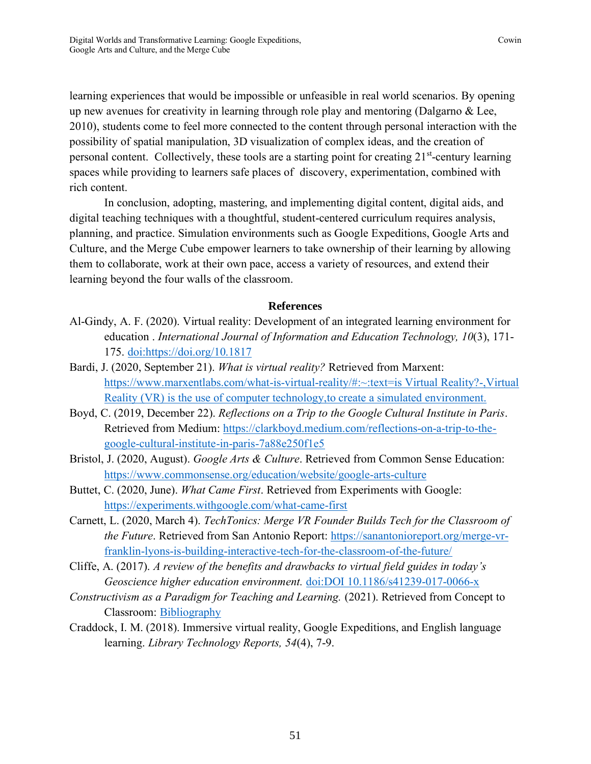learning experiences that would be impossible or unfeasible in real world scenarios. By opening up new avenues for creativity in learning through role play and mentoring (Dalgarno & Lee, 2010), students come to feel more connected to the content through personal interaction with the possibility of spatial manipulation, 3D visualization of complex ideas, and the creation of personal content. Collectively, these tools are a starting point for creating 21st-century learning spaces while providing to learners safe places of discovery, experimentation, combined with rich content.

In conclusion, adopting, mastering, and implementing digital content, digital aids, and digital teaching techniques with a thoughtful, student-centered curriculum requires analysis, planning, and practice. Simulation environments such as Google Expeditions, Google Arts and Culture, and the Merge Cube empower learners to take ownership of their learning by allowing them to collaborate, work at their own pace, access a variety of resources, and extend their learning beyond the four walls of the classroom.

## References

Al-Gindy, A. F. (2020). Virtual reality: Development of an integrated learning environment for education . *International Journal of Information and Education Technology, 10*(3), 171-175. doi:https://doi.org/10.1817

Bardi, J. (2020, September 21). *What is virtual reality?* Retrieved from Marxent: https://www.marxentlabs.com/what-is-virtual-reality/#:~:text=is Virtual Reality?-,Virtual Reality (VR) is the use of computer technology,to create a simulated environment.

Boyd, C. (2019, December 22). *Reflections on a Trip to the Google Cultural Institute in Paris*. Retrieved from Medium: https://clarkboyd.medium.com/reflections-on-a-trip-to-the-google-cultural-institute-in-paris-7a88e250f1e5

Bristol, J. (2020, August). *Google Arts & Culture*. Retrieved from Common Sense Education: https://www.commonsense.org/education/website/google-arts-culture

Buttet, C. (2020, June). *What Came First*. Retrieved from Experiments with Google: https://experiments.withgoogle.com/what-came-first

Carnett, L. (2020, March 4). *TechTonics: Merge VR Founder Builds Tech for the Classroom of the Future*. Retrieved from San Antonio Report: https://sanantonioreport.org/merge-vr-franklin-lyons-is-building-interactive-tech-for-the-classroom-of-the-future/

Cliffe, A. (2017). *A review of the benefits and drawbacks to virtual field guides in today's Geoscience higher education environment.* doi:DOI 10.1186/s41239-017-0066-x

*Constructivism as a Paradigm for Teaching and Learning.* (2021). Retrieved from Concept to Classroom: Bibliography

Craddock, I. M. (2018). Immersive virtual reality, Google Expeditions, and English language learning. *Library Technology Reports, 54*(4), 7-9.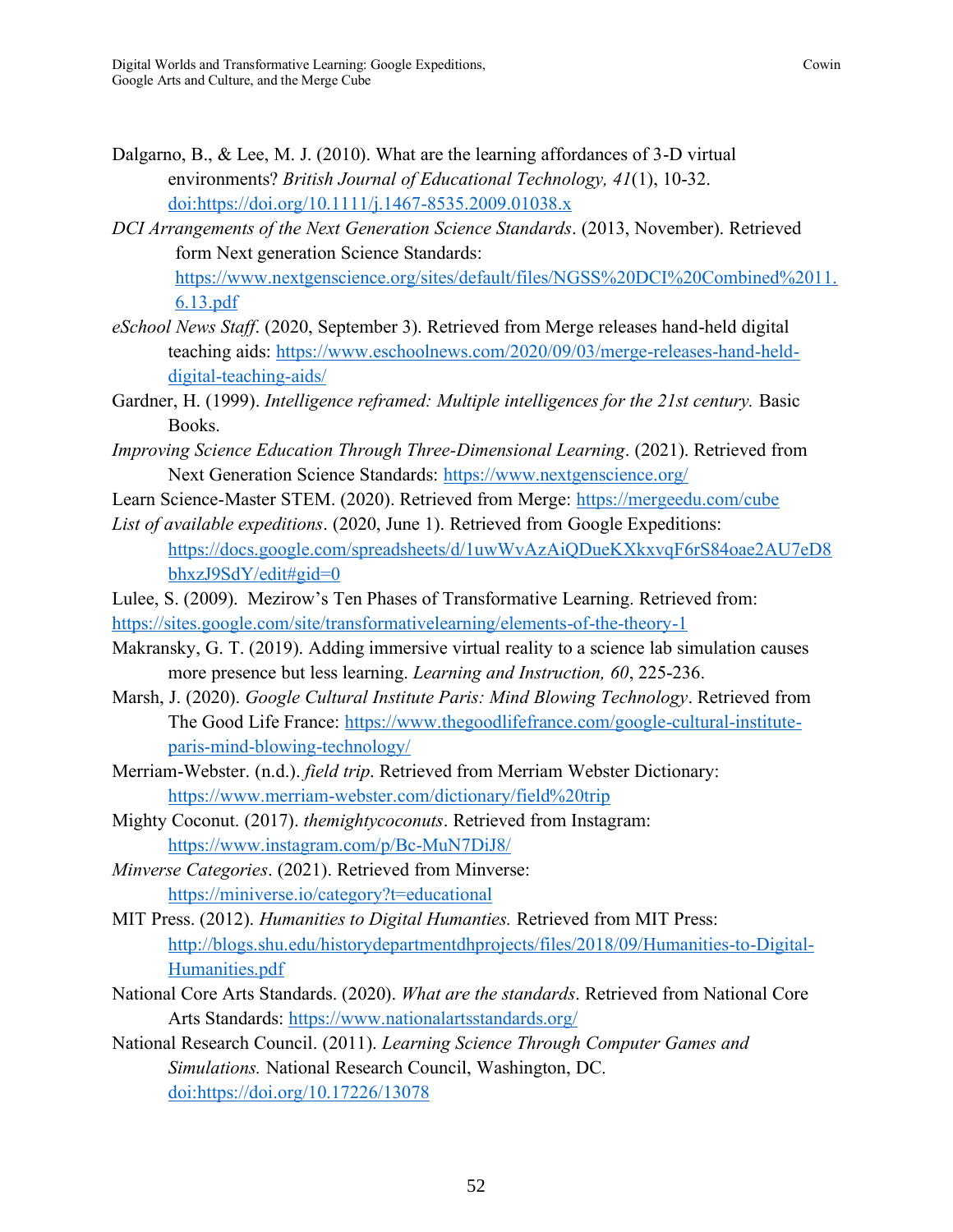Dalgarno, B., & Lee, M. J. (2010). What are the learning affordances of 3-D virtual environments? *British Journal of Educational Technology, 41*(1), 10-32. doi:https://doi.org/10.1111/j.1467-8535.2009.01038.x

*DCI Arrangements of the Next Generation Science Standards*. (2013, November). Retrieved form Next generation Science Standards: https://www.nextgenscience.org/sites/default/files/NGSS%20DCI%20Combined%2011.6.13.pdf

*eSchool News Staff*. (2020, September 3). Retrieved from Merge releases hand-held digital teaching aids: https://www.eschoolnews.com/2020/09/03/merge-releases-hand-held-digital-teaching-aids/

Gardner, H. (1999). *Intelligence reframed: Multiple intelligences for the 21st century.* Basic Books.

*Improving Science Education Through Three-Dimensional Learning*. (2021). Retrieved from Next Generation Science Standards: https://www.nextgenscience.org/

Learn Science-Master STEM. (2020). Retrieved from Merge: https://mergeedu.com/cube

*List of available expeditions*. (2020, June 1). Retrieved from Google Expeditions: https://docs.google.com/spreadsheets/d/1uwWvAzAiQDueKXkxvqF6rS84oae2AU7eD8bhxzJ9SdY/edit#gid=0

Lulee, S. (2009). Mezirow's Ten Phases of Transformative Learning. Retrieved from: https://sites.google.com/site/transformativelearning/elements-of-the-theory-1

Makransky, G. T. (2019). Adding immersive virtual reality to a science lab simulation causes more presence but less learning. *Learning and Instruction, 60*, 225-236.

Marsh, J. (2020). *Google Cultural Institute Paris: Mind Blowing Technology*. Retrieved from The Good Life France: https://www.thegoodlifefrance.com/google-cultural-institute-paris-mind-blowing-technology/

Merriam-Webster. (n.d.). *field trip*. Retrieved from Merriam Webster Dictionary: https://www.merriam-webster.com/dictionary/field%20trip

Mighty Coconut. (2017). *themightycoconuts*. Retrieved from Instagram: https://www.instagram.com/p/Bc-MuN7DiJ8/

*Minverse Categories*. (2021). Retrieved from Minverse: https://miniverse.io/category?t=educational

MIT Press. (2012). *Humanities to Digital Humanties.* Retrieved from MIT Press: http://blogs.shu.edu/historydepartmentdhprojects/files/2018/09/Humanities-to-Digital-Humanities.pdf

National Core Arts Standards. (2020). *What are the standards*. Retrieved from National Core Arts Standards: https://www.nationalartsstandards.org/

National Research Council. (2011). *Learning Science Through Computer Games and Simulations.* National Research Council, Washington, DC. doi:https://doi.org/10.17226/13078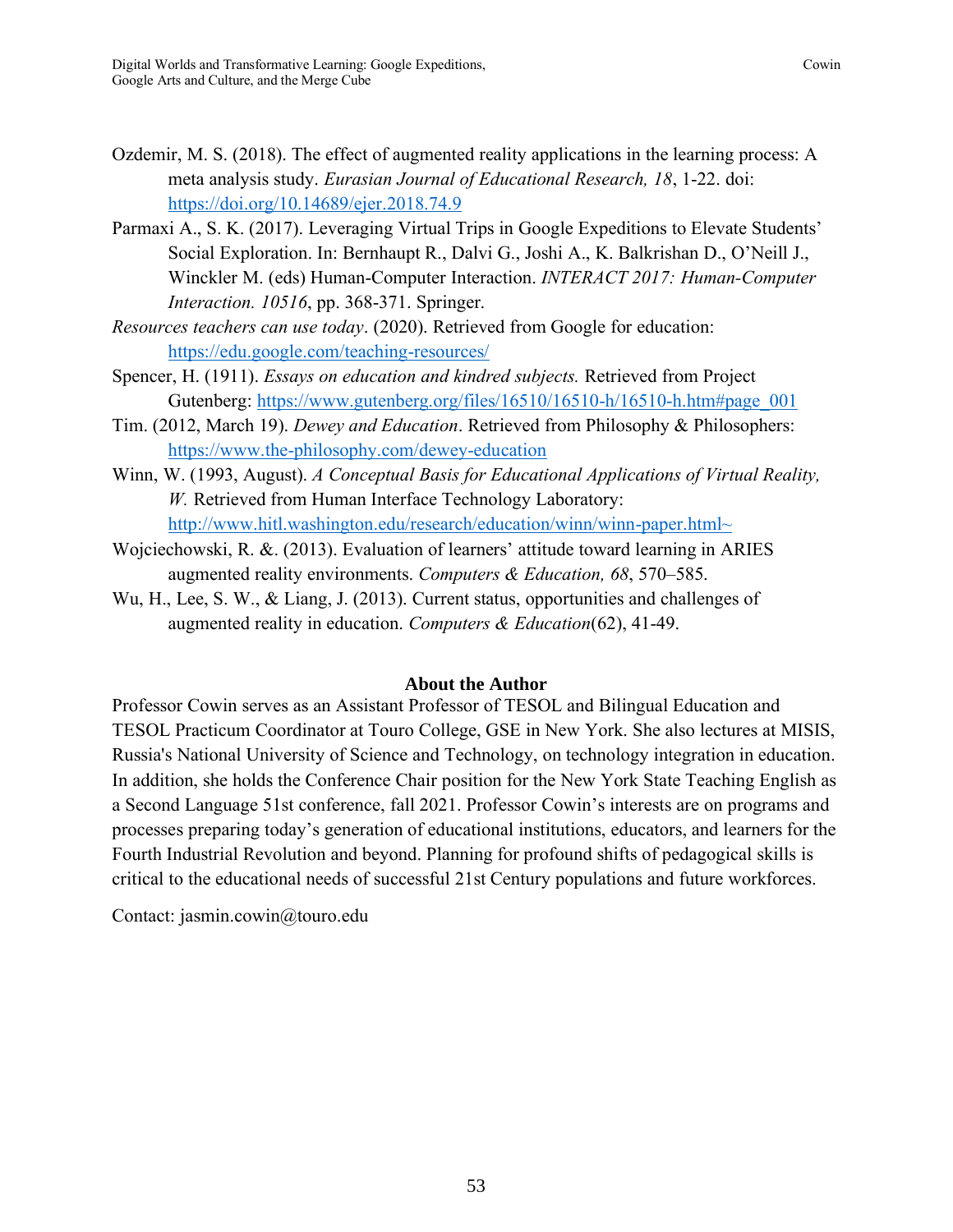Ozdemir, M. S. (2018). The effect of augmented reality applications in the learning process: A meta analysis study. *Eurasian Journal of Educational Research, 18*, 1-22. doi: https://doi.org/10.14689/ejer.2018.74.9

Parmaxi A., S. K. (2017). Leveraging Virtual Trips in Google Expeditions to Elevate Students' Social Exploration. In: Bernhaupt R., Dalvi G., Joshi A., K. Balkrishan D., O'Neill J., Winckler M. (eds) Human-Computer Interaction. *INTERACT 2017: Human-Computer Interaction. 10516*, pp. 368-371. Springer.

*Resources teachers can use today*. (2020). Retrieved from Google for education: https://edu.google.com/teaching-resources/

Spencer, H. (1911). *Essays on education and kindred subjects.* Retrieved from Project Gutenberg: https://www.gutenberg.org/files/16510/16510-h/16510-h.htm#page_001

Tim. (2012, March 19). *Dewey and Education*. Retrieved from Philosophy & Philosophers: https://www.the-philosophy.com/dewey-education

Winn, W. (1993, August). *A Conceptual Basis for Educational Applications of Virtual Reality, W.* Retrieved from Human Interface Technology Laboratory: http://www.hitl.washington.edu/research/education/winn/winn-paper.html~

Wojciechowski, R. &. (2013). Evaluation of learners' attitude toward learning in ARIES augmented reality environments. *Computers & Education, 68*, 570–585.

Wu, H., Lee, S. W., & Liang, J. (2013). Current status, opportunities and challenges of augmented reality in education. *Computers & Education*(62), 41-49.

## About the Author

Professor Cowin serves as an Assistant Professor of TESOL and Bilingual Education and TESOL Practicum Coordinator at Touro College, GSE in New York. She also lectures at MISIS, Russia's National University of Science and Technology, on technology integration in education. In addition, she holds the Conference Chair position for the New York State Teaching English as a Second Language 51st conference, fall 2021. Professor Cowin's interests are on programs and processes preparing today's generation of educational institutions, educators, and learners for the Fourth Industrial Revolution and beyond. Planning for profound shifts of pedagogical skills is critical to the educational needs of successful 21st Century populations and future workforces.

Contact: jasmin.cowin@touro.edu